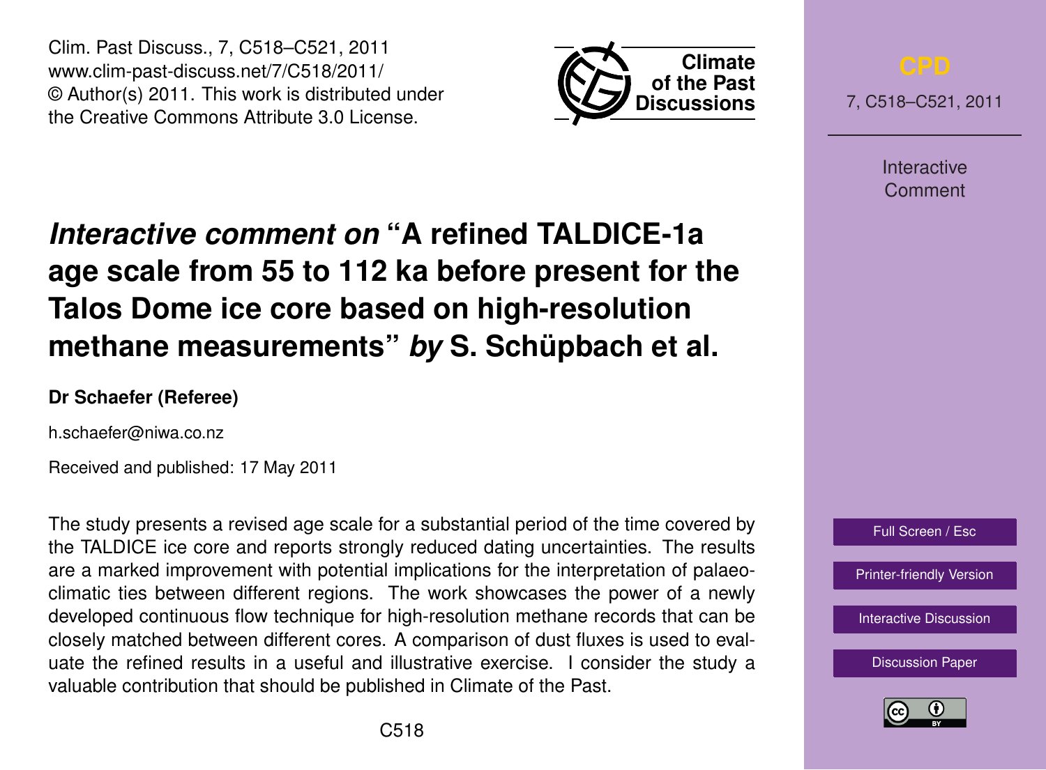Clim. Past Discuss., 7, C518–C521, 2011
www.clim-past-discuss.net/7/C518/2011/
© Author(s) 2011. This work is distributed under the Creative Commons Attribute 3.0 License.

# *Interactive comment on* "A refined TALDICE-1a age scale from 55 to 112 ka before present for the Talos Dome ice core based on high-resolution methane measurements" *by* S. Schüpbach et al.

**Dr Schaefer (Referee)**

h.schaefer@niwa.co.nz

Received and published: 17 May 2011

The study presents a revised age scale for a substantial period of the time covered by the TALDICE ice core and reports strongly reduced dating uncertainties. The results are a marked improvement with potential implications for the interpretation of palaeoclimatic ties between different regions. The work showcases the power of a newly developed continuous flow technique for high-resolution methane records that can be closely matched between different cores. A comparison of dust fluxes is used to evaluate the refined results in a useful and illustrative exercise. I consider the study a valuable contribution that should be published in Climate of the Past.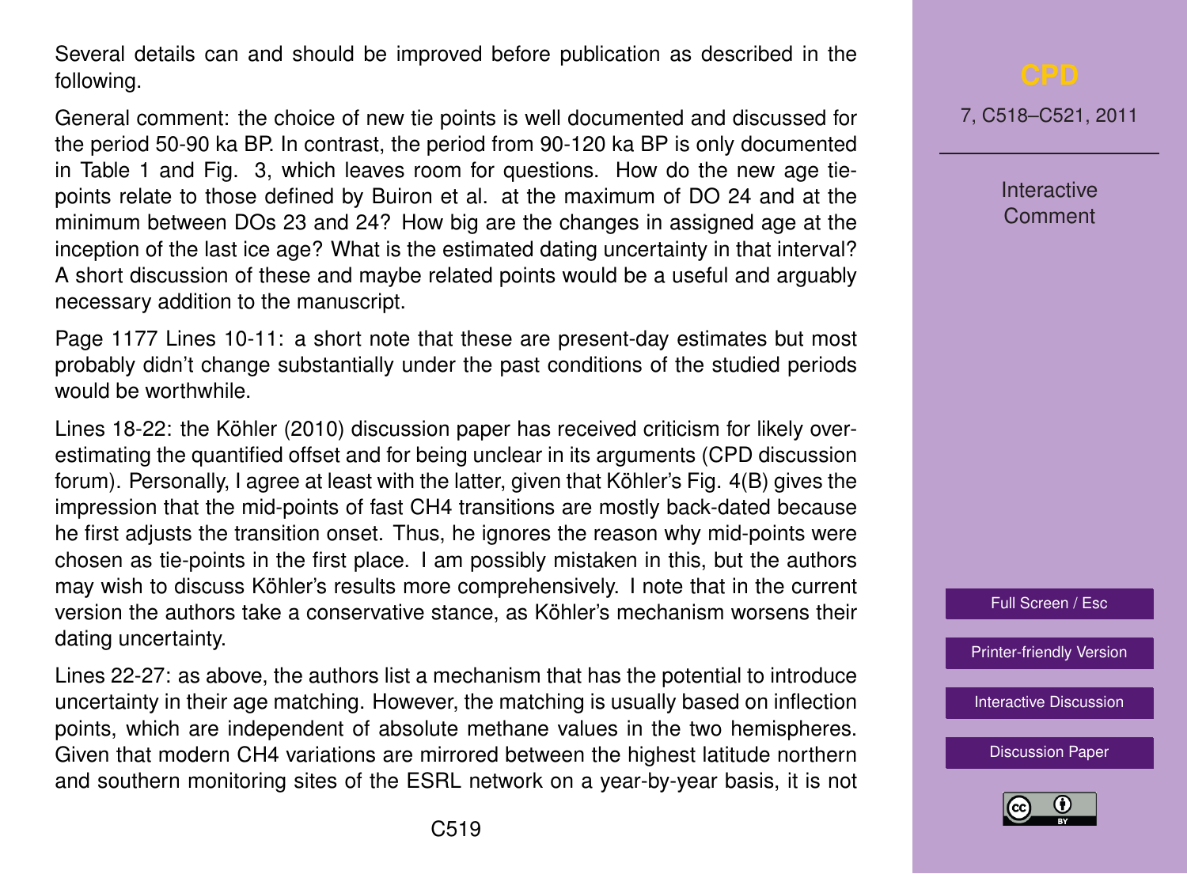Several details can and should be improved before publication as described in the following.

General comment: the choice of new tie points is well documented and discussed for the period 50-90 ka BP. In contrast, the period from 90-120 ka BP is only documented in Table 1 and Fig. 3, which leaves room for questions. How do the new age tie-points relate to those defined by Buiron et al. at the maximum of DO 24 and at the minimum between DOs 23 and 24? How big are the changes in assigned age at the inception of the last ice age? What is the estimated dating uncertainty in that interval? A short discussion of these and maybe related points would be a useful and arguably necessary addition to the manuscript.

Page 1177 Lines 10-11: a short note that these are present-day estimates but most probably didn't change substantially under the past conditions of the studied periods would be worthwhile.

Lines 18-22: the Köhler (2010) discussion paper has received criticism for likely over-estimating the quantified offset and for being unclear in its arguments (CPD discussion forum). Personally, I agree at least with the latter, given that Köhler's Fig. 4(B) gives the impression that the mid-points of fast $CH_4$ transitions are mostly back-dated because he first adjusts the transition onset. Thus, he ignores the reason why mid-points were chosen as tie-points in the first place. I am possibly mistaken in this, but the authors may wish to discuss Köhler's results more comprehensively. I note that in the current version the authors take a conservative stance, as Köhler's mechanism worsens their dating uncertainty.

Lines 22-27: as above, the authors list a mechanism that has the potential to introduce uncertainty in their age matching. However, the matching is usually based on inflection points, which are independent of absolute methane values in the two hemispheres. Given that modern $CH_4$ variations are mirrored between the highest latitude northern and southern monitoring sites of the ESRL network on a year-by-year basis, it is not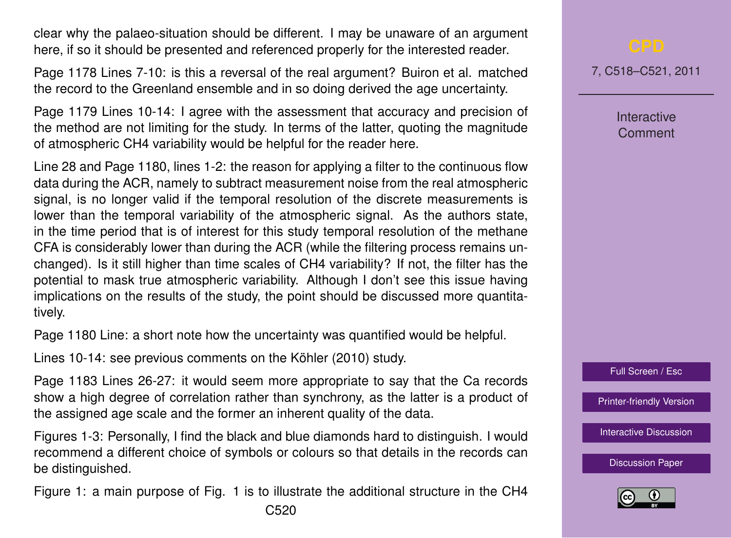clear why the palaeo-situation should be different. I may be unaware of an argument here, if so it should be presented and referenced properly for the interested reader.

Page 1178 Lines 7-10: is this a reversal of the real argument? Buiron et al. matched the record to the Greenland ensemble and in so doing derived the age uncertainty.

Page 1179 Lines 10-14: I agree with the assessment that accuracy and precision of the method are not limiting for the study. In terms of the latter, quoting the magnitude of atmospheric $CH_4$ variability would be helpful for the reader here.

Line 28 and Page 1180, lines 1-2: the reason for applying a filter to the continuous flow data during the ACR, namely to subtract measurement noise from the real atmospheric signal, is no longer valid if the temporal resolution of the discrete measurements is lower than the temporal variability of the atmospheric signal. As the authors state, in the time period that is of interest for this study temporal resolution of the methane CFA is considerably lower than during the ACR (while the filtering process remains unchanged). Is it still higher than time scales of $CH_4$ variability? If not, the filter has the potential to mask true atmospheric variability. Although I don't see this issue having implications on the results of the study, the point should be discussed more quantitatively.

Page 1180 Line: a short note how the uncertainty was quantified would be helpful.

Lines 10-14: see previous comments on the Köhler (2010) study.

Page 1183 Lines 26-27: it would seem more appropriate to say that the Ca records show a high degree of correlation rather than synchrony, as the latter is a product of the assigned age scale and the former an inherent quality of the data.

Figures 1-3: Personally, I find the black and blue diamonds hard to distinguish. I would recommend a different choice of symbols or colours so that details in the records can be distinguished.

Figure 1: a main purpose of Fig. 1 is to illustrate the additional structure in the $CH_4$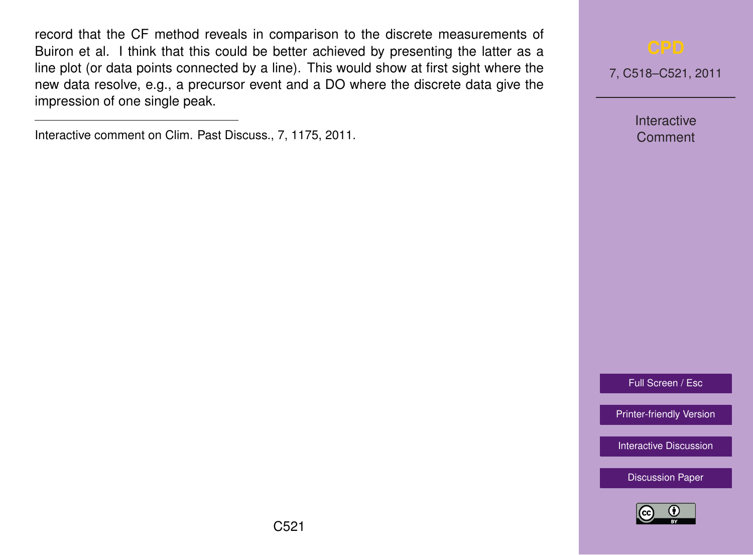record that the CF method reveals in comparison to the discrete measurements of Buiron et al. I think that this could be better achieved by presenting the latter as a line plot (or data points connected by a line). This would show at first sight where the new data resolve, e.g., a precursor event and a DO where the discrete data give the impression of one single peak.

---

Interactive comment on Clim. Past Discuss., 7, 1175, 2011.